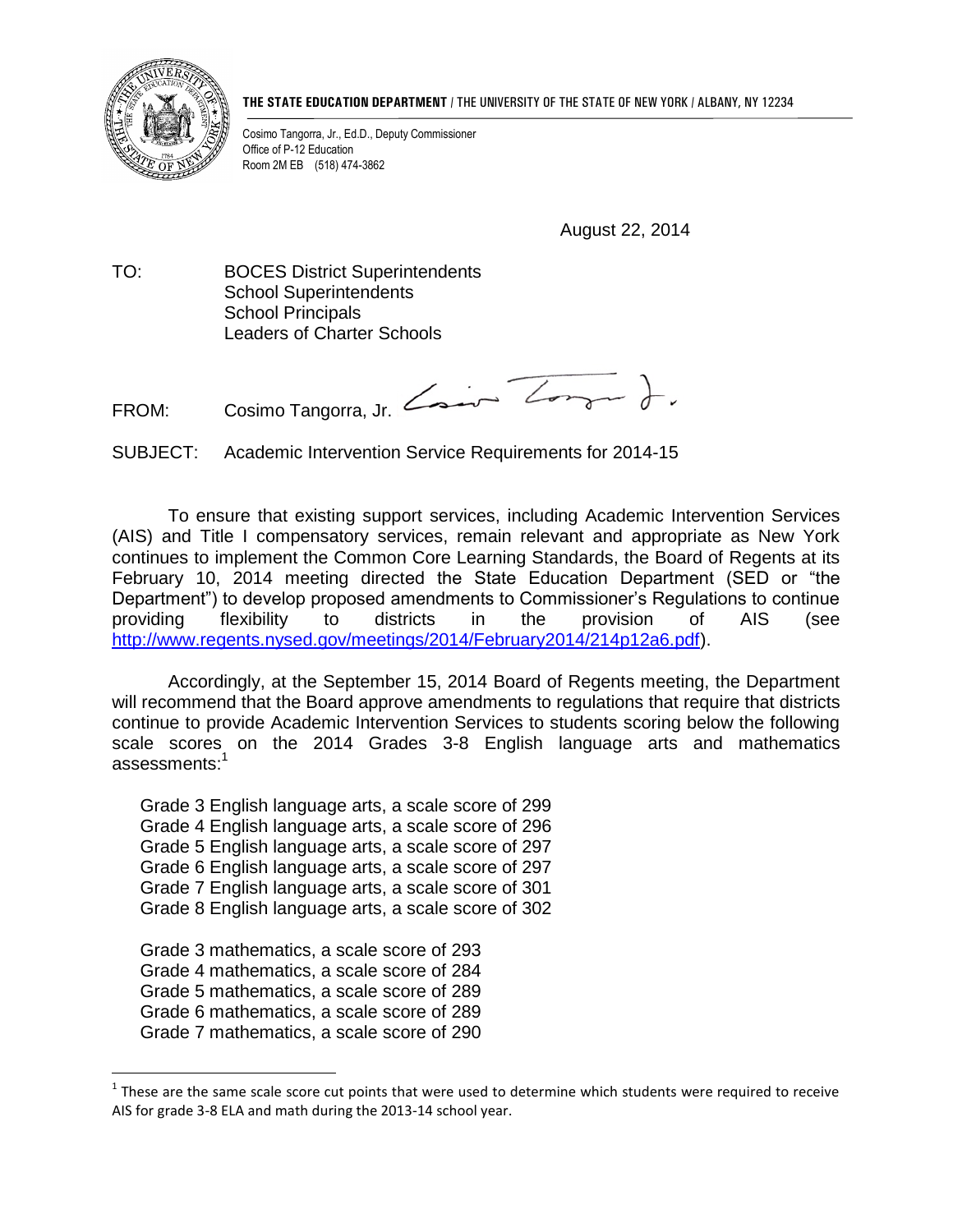**THE STATE EDUCATION DEPARTMENT** / THE UNIVERSITY OF THE STATE OF NEW YORK / ALBANY, NY 12234

Cosimo Tangorra, Jr., Ed.D., Deputy Commissioner
Office of P-12 Education
Room 2M EB (518) 474-3862

August 22, 2014

TO: BOCES District Superintendents
School Superintendents
School Principals
Leaders of Charter Schools

FROM: Cosimo Tangorra, Jr.

SUBJECT: Academic Intervention Service Requirements for 2014-15

To ensure that existing support services, including Academic Intervention Services (AIS) and Title I compensatory services, remain relevant and appropriate as New York continues to implement the Common Core Learning Standards, the Board of Regents at its February 10, 2014 meeting directed the State Education Department (SED or "the Department") to develop proposed amendments to Commissioner's Regulations to continue providing flexibility to districts in the provision of AIS (see http://www.regents.nysed.gov/meetings/2014/February2014/214p12a6.pdf).

Accordingly, at the September 15, 2014 Board of Regents meeting, the Department will recommend that the Board approve amendments to regulations that require that districts continue to provide Academic Intervention Services to students scoring below the following scale scores on the 2014 Grades 3-8 English language arts and mathematics assessments:[1]

Grade 3 English language arts, a scale score of 299
Grade 4 English language arts, a scale score of 296
Grade 5 English language arts, a scale score of 297
Grade 6 English language arts, a scale score of 297
Grade 7 English language arts, a scale score of 301
Grade 8 English language arts, a scale score of 302

Grade 3 mathematics, a scale score of 293
Grade 4 mathematics, a scale score of 284
Grade 5 mathematics, a scale score of 289
Grade 6 mathematics, a scale score of 289
Grade 7 mathematics, a scale score of 290

[1] These are the same scale score cut points that were used to determine which students were required to receive AIS for grade 3-8 ELA and math during the 2013-14 school year.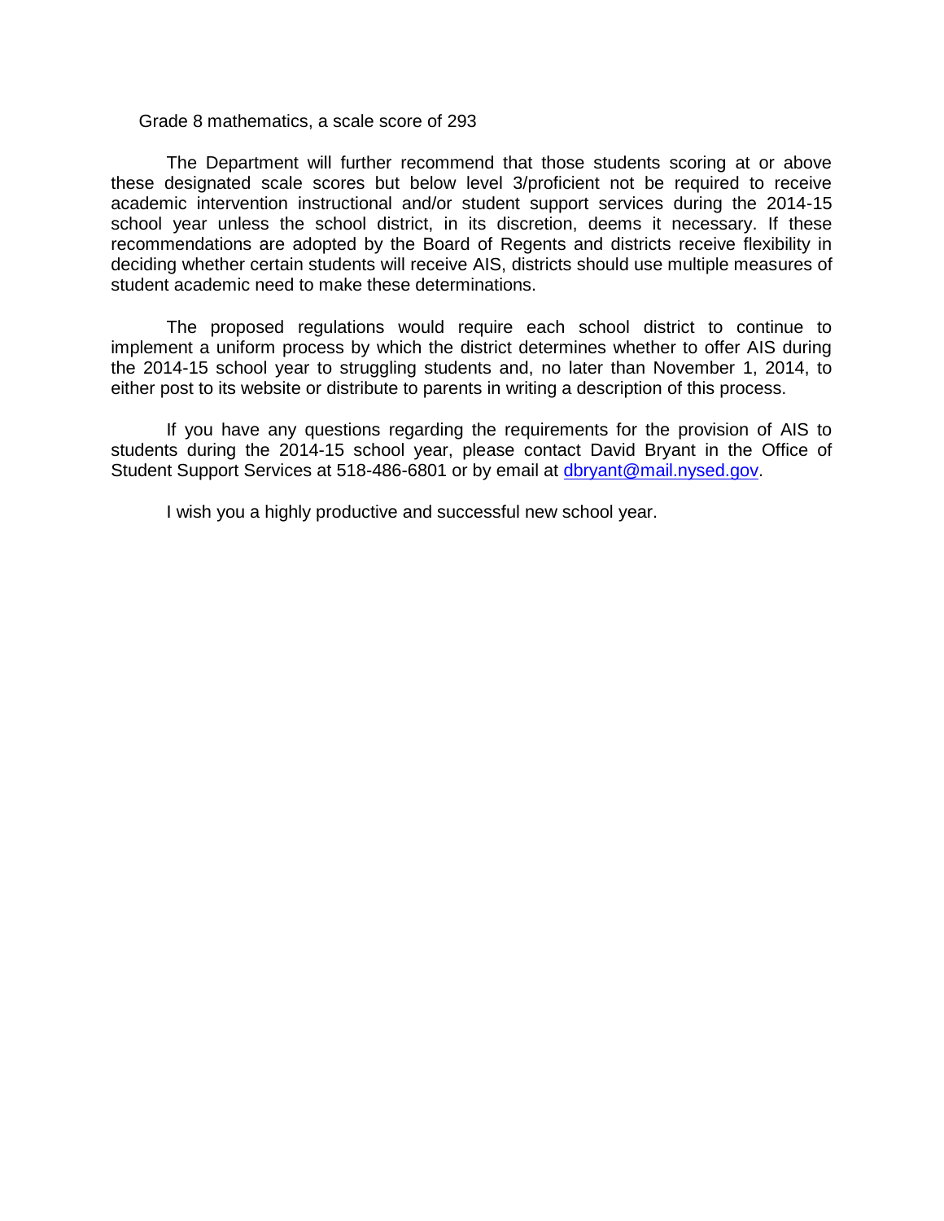Grade 8 mathematics, a scale score of 293

The Department will further recommend that those students scoring at or above these designated scale scores but below level 3/proficient not be required to receive academic intervention instructional and/or student support services during the 2014-15 school year unless the school district, in its discretion, deems it necessary. If these recommendations are adopted by the Board of Regents and districts receive flexibility in deciding whether certain students will receive AIS, districts should use multiple measures of student academic need to make these determinations.

The proposed regulations would require each school district to continue to implement a uniform process by which the district determines whether to offer AIS during the 2014-15 school year to struggling students and, no later than November 1, 2014, to either post to its website or distribute to parents in writing a description of this process.

If you have any questions regarding the requirements for the provision of AIS to students during the 2014-15 school year, please contact David Bryant in the Office of Student Support Services at 518-486-6801 or by email at [dbryant@mail.nysed.gov](mailto:dbryant@mail.nysed.gov).

I wish you a highly productive and successful new school year.